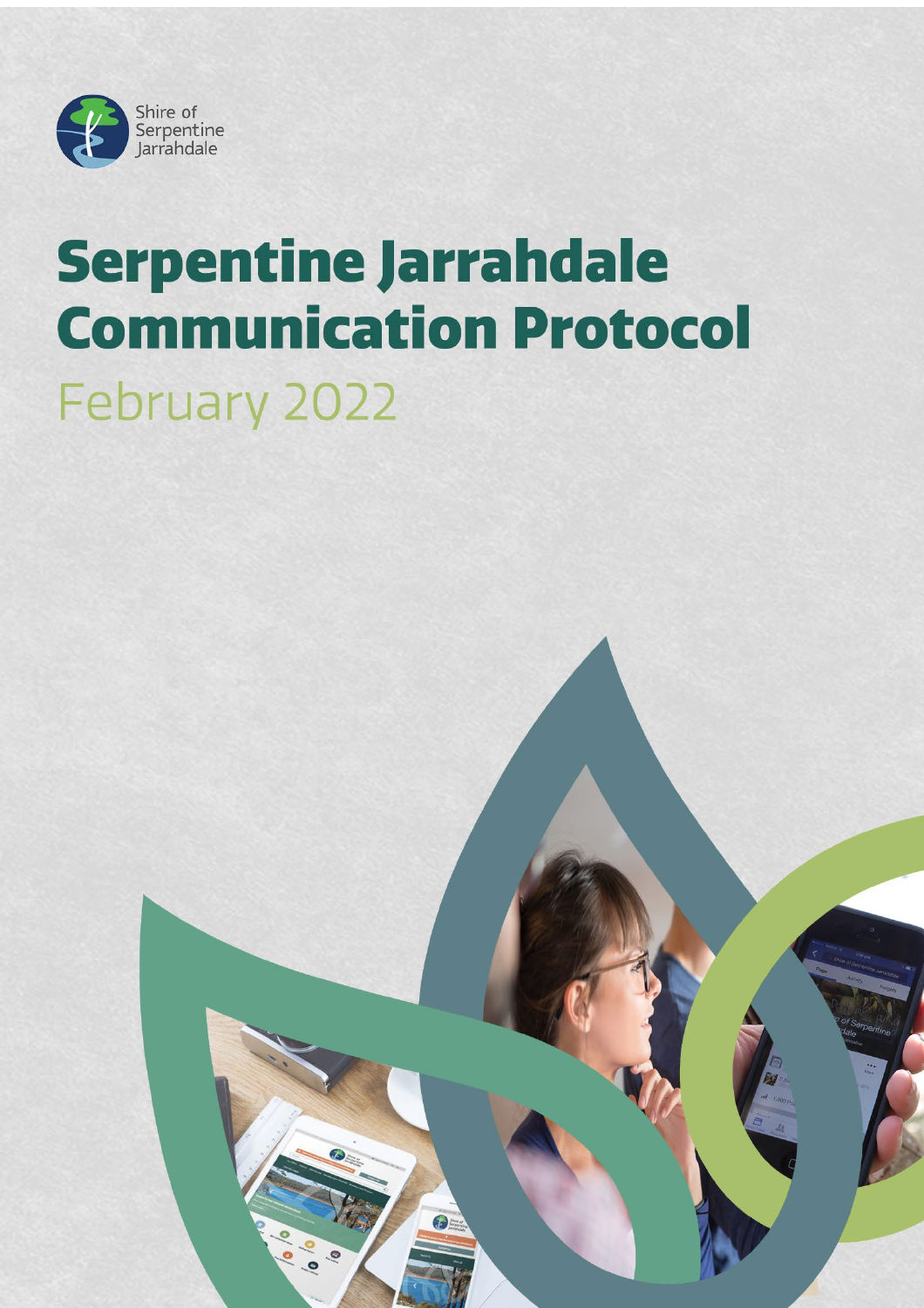Shire of Serpentine Jarrahdale

# Serpentine Jarrahdale Communication Protocol

February 2022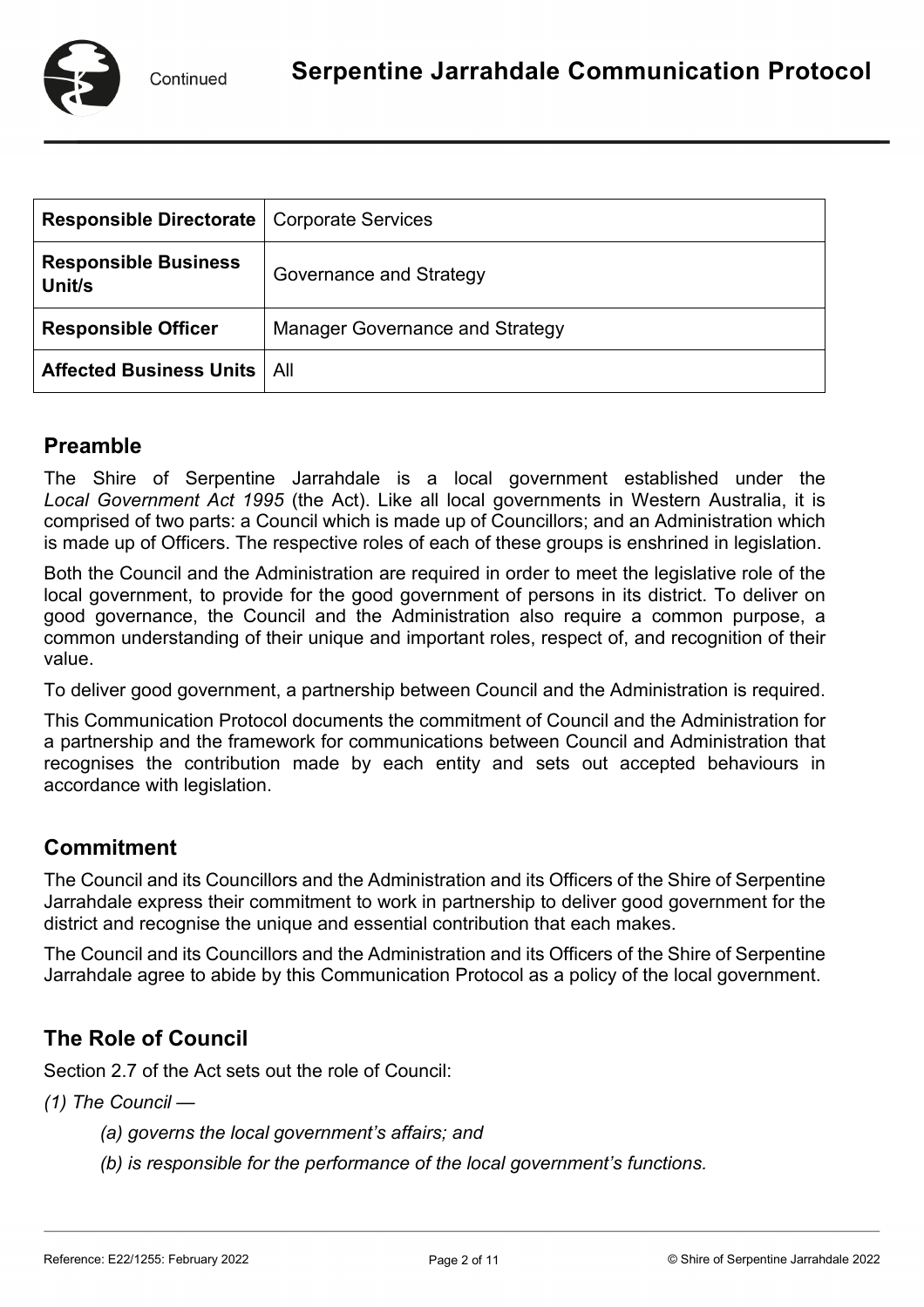| Responsible Directorate | Corporate Services |
| --- | --- |
| Responsible Business Unit/s | Governance and Strategy |
| Responsible Officer | Manager Governance and Strategy |
| Affected Business Units | All |

## Preamble

The Shire of Serpentine Jarrahdale is a local government established under the *Local Government Act 1995* (the Act). Like all local governments in Western Australia, it is comprised of two parts: a Council which is made up of Councillors; and an Administration which is made up of Officers. The respective roles of each of these groups is enshrined in legislation.

Both the Council and the Administration are required in order to meet the legislative role of the local government, to provide for the good government of persons in its district. To deliver on good governance, the Council and the Administration also require a common purpose, a common understanding of their unique and important roles, respect of, and recognition of their value.

To deliver good government, a partnership between Council and the Administration is required.

This Communication Protocol documents the commitment of Council and the Administration for a partnership and the framework for communications between Council and Administration that recognises the contribution made by each entity and sets out accepted behaviours in accordance with legislation.

## Commitment

The Council and its Councillors and the Administration and its Officers of the Shire of Serpentine Jarrahdale express their commitment to work in partnership to deliver good government for the district and recognise the unique and essential contribution that each makes.

The Council and its Councillors and the Administration and its Officers of the Shire of Serpentine Jarrahdale agree to abide by this Communication Protocol as a policy of the local government.

## The Role of Council

Section 2.7 of the Act sets out the role of Council:

*(1) The Council —*

*(a) governs the local government's affairs; and*

*(b) is responsible for the performance of the local government's functions.*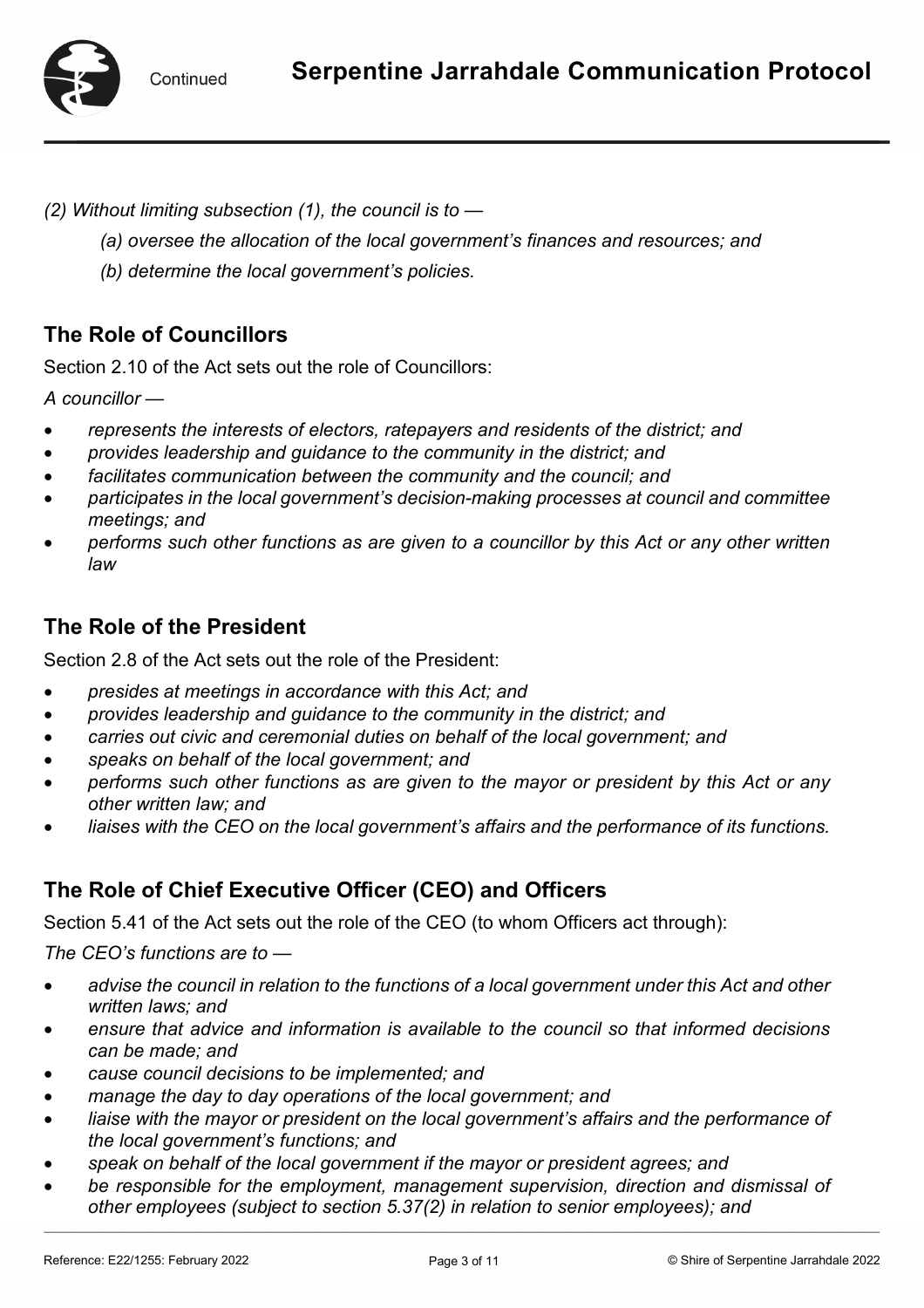*(2) Without limiting subsection (1), the council is to —*

> *(a) oversee the allocation of the local government's finances and resources; and*
>
> *(b) determine the local government's policies.*

## The Role of Councillors

Section 2.10 of the Act sets out the role of Councillors:

*A councillor —*

- *represents the interests of electors, ratepayers and residents of the district; and*
- *provides leadership and guidance to the community in the district; and*
- *facilitates communication between the community and the council; and*
- *participates in the local government's decision-making processes at council and committee meetings; and*
- *performs such other functions as are given to a councillor by this Act or any other written law*

## The Role of the President

Section 2.8 of the Act sets out the role of the President:

- *presides at meetings in accordance with this Act; and*
- *provides leadership and guidance to the community in the district; and*
- *carries out civic and ceremonial duties on behalf of the local government; and*
- *speaks on behalf of the local government; and*
- *performs such other functions as are given to the mayor or president by this Act or any other written law; and*
- *liaises with the CEO on the local government's affairs and the performance of its functions.*

## The Role of Chief Executive Officer (CEO) and Officers

Section 5.41 of the Act sets out the role of the CEO (to whom Officers act through):

*The CEO's functions are to —*

- *advise the council in relation to the functions of a local government under this Act and other written laws; and*
- *ensure that advice and information is available to the council so that informed decisions can be made; and*
- *cause council decisions to be implemented; and*
- *manage the day to day operations of the local government; and*
- *liaise with the mayor or president on the local government's affairs and the performance of the local government's functions; and*
- *speak on behalf of the local government if the mayor or president agrees; and*
- *be responsible for the employment, management supervision, direction and dismissal of other employees (subject to section 5.37(2) in relation to senior employees); and*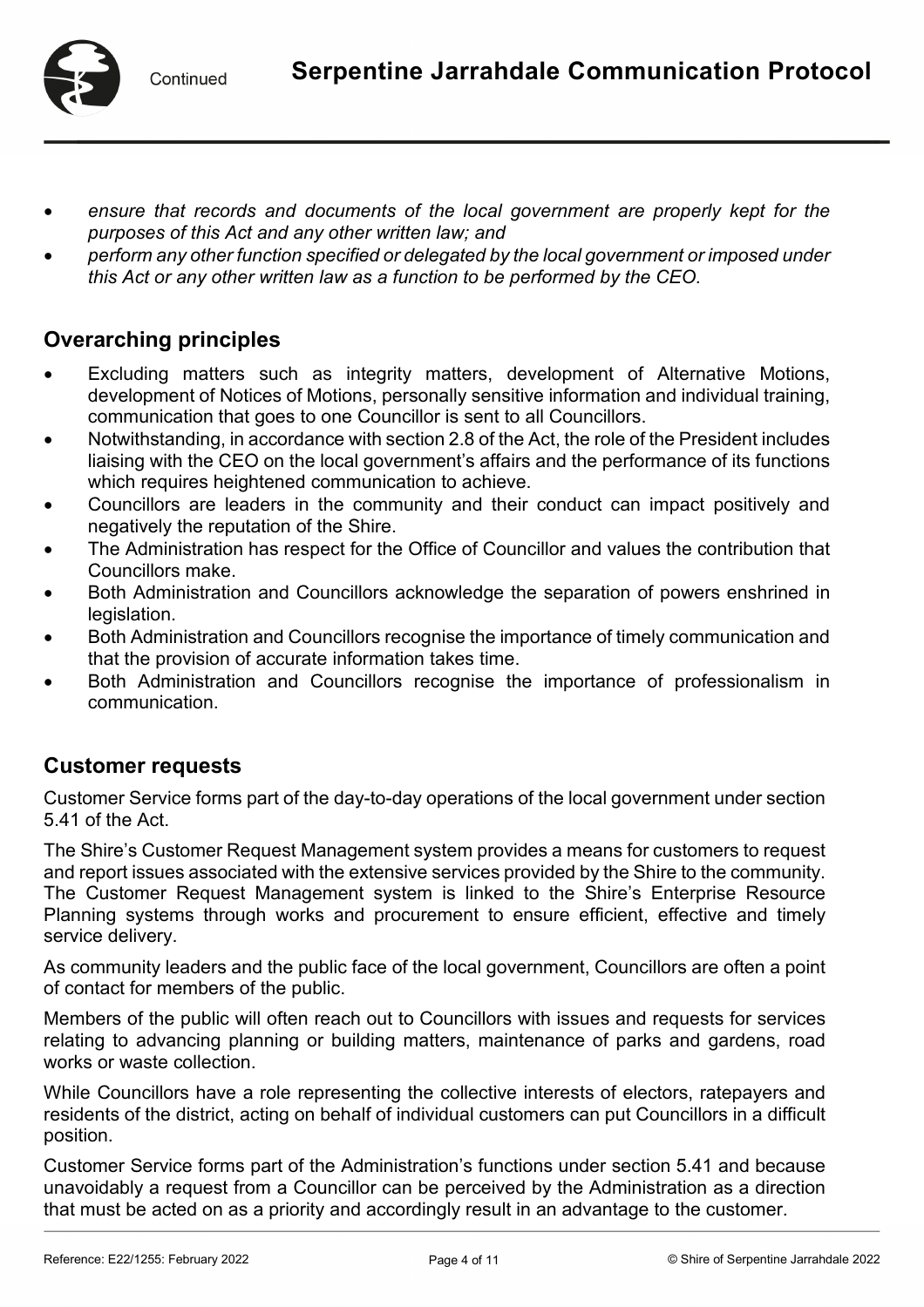- *ensure that records and documents of the local government are properly kept for the purposes of this Act and any other written law; and*
- *perform any other function specified or delegated by the local government or imposed under this Act or any other written law as a function to be performed by the CEO.*

## Overarching principles

- Excluding matters such as integrity matters, development of Alternative Motions, development of Notices of Motions, personally sensitive information and individual training, communication that goes to one Councillor is sent to all Councillors.
- Notwithstanding, in accordance with section 2.8 of the Act, the role of the President includes liaising with the CEO on the local government's affairs and the performance of its functions which requires heightened communication to achieve.
- Councillors are leaders in the community and their conduct can impact positively and negatively the reputation of the Shire.
- The Administration has respect for the Office of Councillor and values the contribution that Councillors make.
- Both Administration and Councillors acknowledge the separation of powers enshrined in legislation.
- Both Administration and Councillors recognise the importance of timely communication and that the provision of accurate information takes time.
- Both Administration and Councillors recognise the importance of professionalism in communication.

## Customer requests

Customer Service forms part of the day-to-day operations of the local government under section 5.41 of the Act.

The Shire's Customer Request Management system provides a means for customers to request and report issues associated with the extensive services provided by the Shire to the community. The Customer Request Management system is linked to the Shire's Enterprise Resource Planning systems through works and procurement to ensure efficient, effective and timely service delivery.

As community leaders and the public face of the local government, Councillors are often a point of contact for members of the public.

Members of the public will often reach out to Councillors with issues and requests for services relating to advancing planning or building matters, maintenance of parks and gardens, road works or waste collection.

While Councillors have a role representing the collective interests of electors, ratepayers and residents of the district, acting on behalf of individual customers can put Councillors in a difficult position.

Customer Service forms part of the Administration's functions under section 5.41 and because unavoidably a request from a Councillor can be perceived by the Administration as a direction that must be acted on as a priority and accordingly result in an advantage to the customer.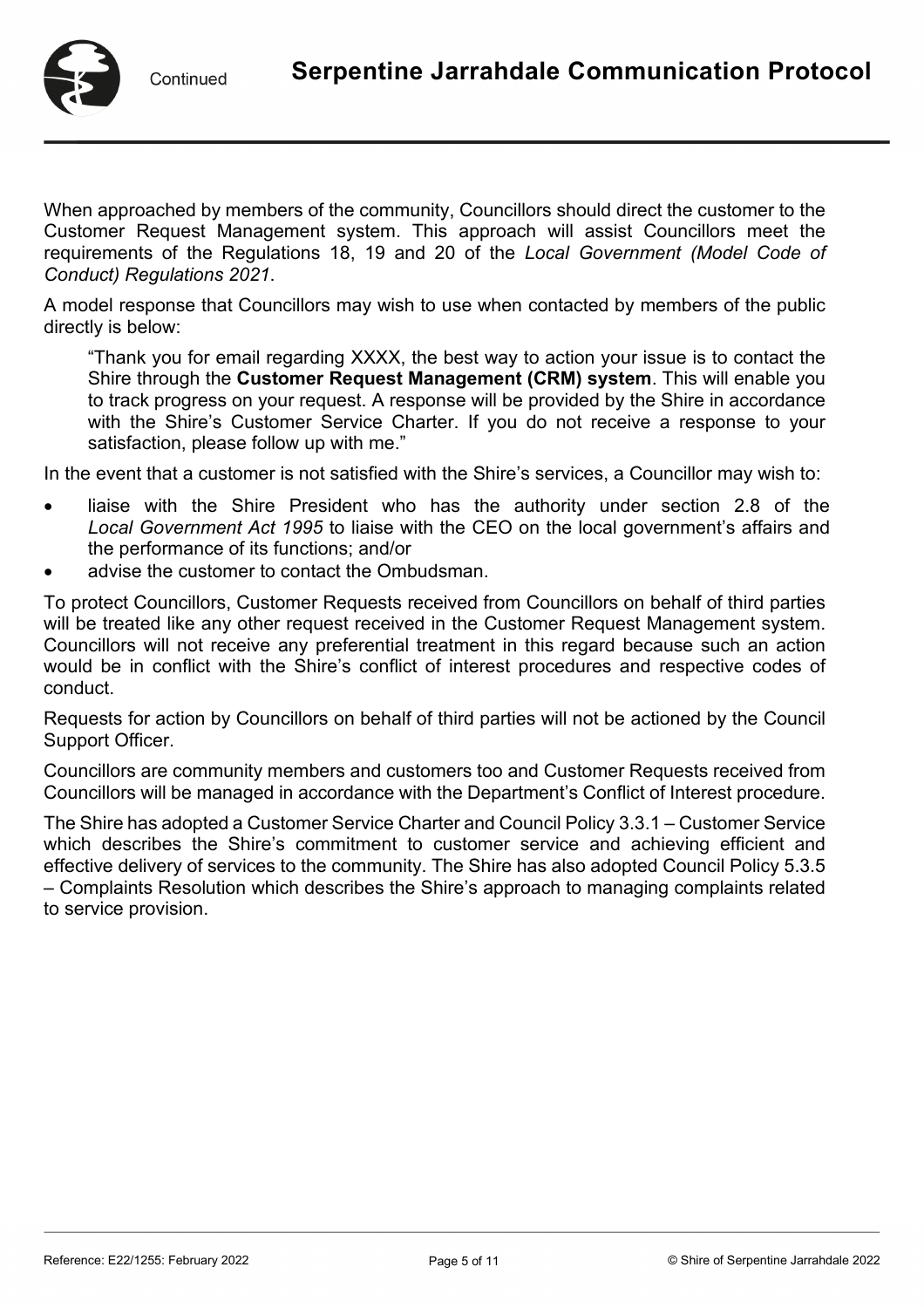When approached by members of the community, Councillors should direct the customer to the Customer Request Management system. This approach will assist Councillors meet the requirements of the Regulations 18, 19 and 20 of the *Local Government (Model Code of Conduct) Regulations 2021*.

A model response that Councillors may wish to use when contacted by members of the public directly is below:

> "Thank you for email regarding XXXX, the best way to action your issue is to contact the Shire through the **Customer Request Management (CRM) system**. This will enable you to track progress on your request. A response will be provided by the Shire in accordance with the Shire's Customer Service Charter. If you do not receive a response to your satisfaction, please follow up with me."

In the event that a customer is not satisfied with the Shire's services, a Councillor may wish to:

- liaise with the Shire President who has the authority under section 2.8 of the *Local Government Act 1995* to liaise with the CEO on the local government's affairs and the performance of its functions; and/or
- advise the customer to contact the Ombudsman.

To protect Councillors, Customer Requests received from Councillors on behalf of third parties will be treated like any other request received in the Customer Request Management system. Councillors will not receive any preferential treatment in this regard because such an action would be in conflict with the Shire's conflict of interest procedures and respective codes of conduct.

Requests for action by Councillors on behalf of third parties will not be actioned by the Council Support Officer.

Councillors are community members and customers too and Customer Requests received from Councillors will be managed in accordance with the Department's Conflict of Interest procedure.

The Shire has adopted a Customer Service Charter and Council Policy 3.3.1 – Customer Service which describes the Shire's commitment to customer service and achieving efficient and effective delivery of services to the community. The Shire has also adopted Council Policy 5.3.5 – Complaints Resolution which describes the Shire's approach to managing complaints related to service provision.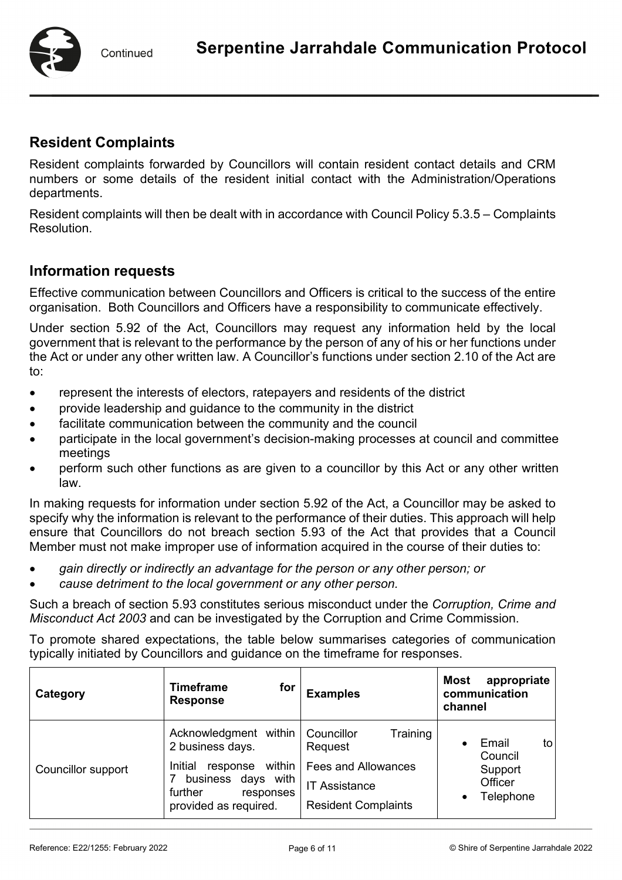## Resident Complaints

Resident complaints forwarded by Councillors will contain resident contact details and CRM numbers or some details of the resident initial contact with the Administration/Operations departments.

Resident complaints will then be dealt with in accordance with Council Policy 5.3.5 – Complaints Resolution.

## Information requests

Effective communication between Councillors and Officers is critical to the success of the entire organisation. Both Councillors and Officers have a responsibility to communicate effectively.

Under section 5.92 of the Act, Councillors may request any information held by the local government that is relevant to the performance by the person of any of his or her functions under the Act or under any other written law. A Councillor's functions under section 2.10 of the Act are to:

- represent the interests of electors, ratepayers and residents of the district
- provide leadership and guidance to the community in the district
- facilitate communication between the community and the council
- participate in the local government's decision-making processes at council and committee meetings
- perform such other functions as are given to a councillor by this Act or any other written law.

In making requests for information under section 5.92 of the Act, a Councillor may be asked to specify why the information is relevant to the performance of their duties. This approach will help ensure that Councillors do not breach section 5.93 of the Act that provides that a Council Member must not make improper use of information acquired in the course of their duties to:

- *gain directly or indirectly an advantage for the person or any other person; or*
- *cause detriment to the local government or any other person.*

Such a breach of section 5.93 constitutes serious misconduct under the *Corruption, Crime and Misconduct Act 2003* and can be investigated by the Corruption and Crime Commission.

To promote shared expectations, the table below summarises categories of communication typically initiated by Councillors and guidance on the timeframe for responses.

| Category | Timeframe for Response | Examples | Most appropriate communication channel |
|---|---|---|---|
| Councillor support | Acknowledgment within 2 business days.<br>Initial response within 7 business days with further responses provided as required. | Councillor Training Request<br>Fees and Allowances<br>IT Assistance<br>Resident Complaints | • Email to Council Support Officer<br>• Telephone |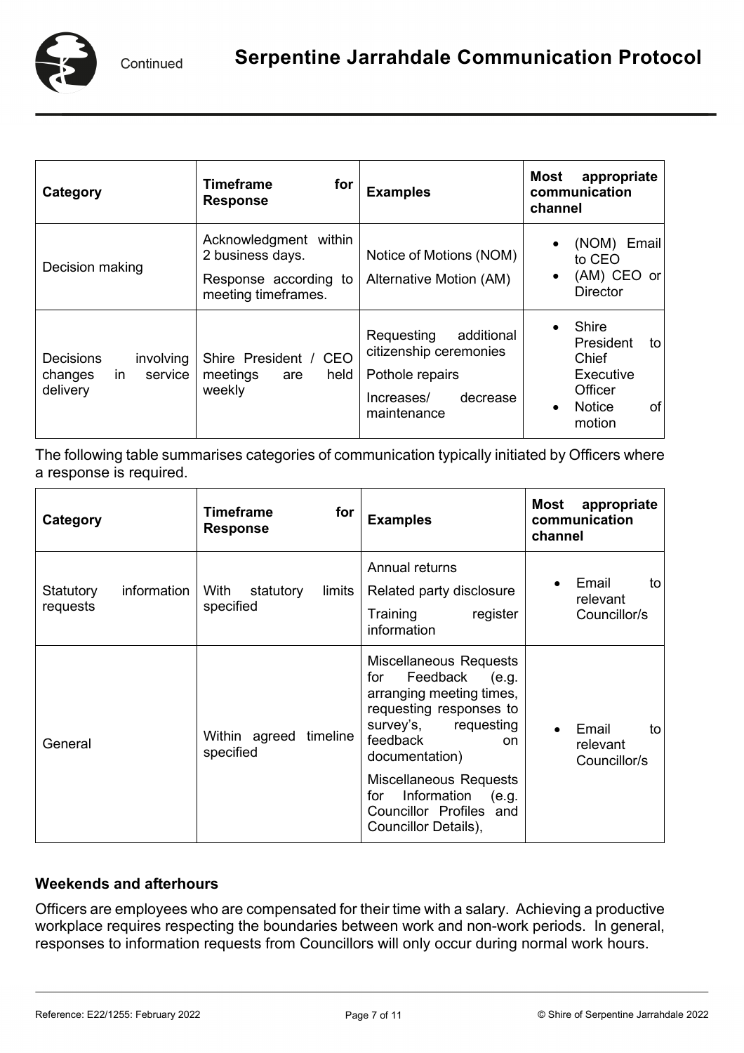| Category | Timeframe for Response | Examples | Most appropriate communication channel |
|---|---|---|---|
| Decision making | Acknowledgment within 2 business days.<br>Response according to meeting timeframes. | Notice of Motions (NOM)<br>Alternative Motion (AM) | • (NOM) Email to CEO<br>• (AM) CEO or Director |
| Decisions involving changes in service delivery | Shire President / CEO meetings are held weekly | Requesting additional citizenship ceremonies<br>Pothole repairs<br>Increases/ decrease maintenance | • Shire President to Chief Executive Officer<br>• Notice of motion |

The following table summarises categories of communication typically initiated by Officers where a response is required.

| Category | Timeframe for Response | Examples | Most appropriate communication channel |
|---|---|---|---|
| Statutory information requests | With statutory limits specified | Annual returns<br>Related party disclosure<br>Training register information | • Email to relevant Councillor/s |
| General | Within agreed timeline specified | Miscellaneous Requests for Feedback (e.g. arranging meeting times, requesting responses to survey's, requesting feedback on documentation)<br>Miscellaneous Requests for Information (e.g. Councillor Profiles and Councillor Details), | • Email to relevant Councillor/s |

**Weekends and afterhours**

Officers are employees who are compensated for their time with a salary. Achieving a productive workplace requires respecting the boundaries between work and non-work periods. In general, responses to information requests from Councillors will only occur during normal work hours.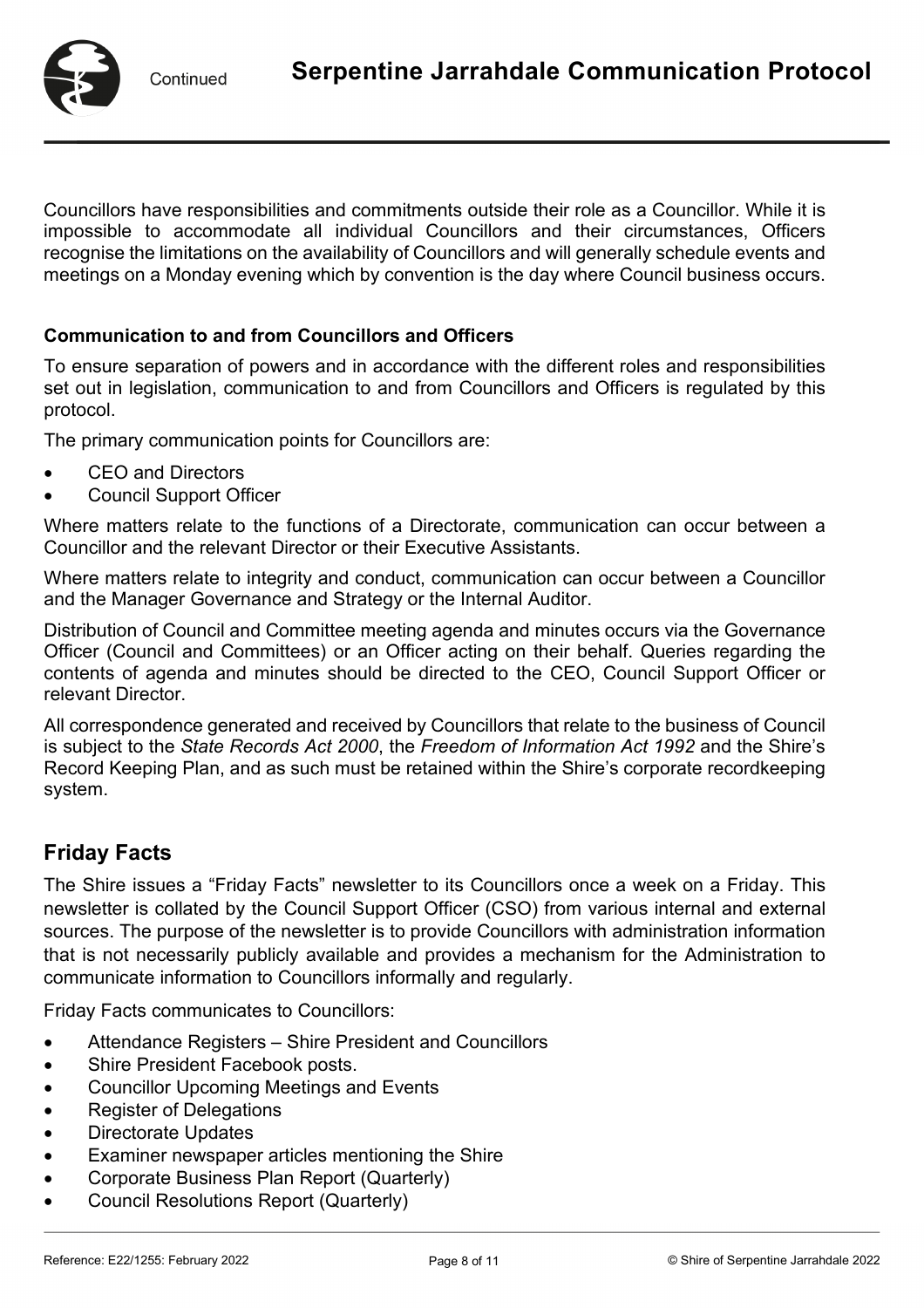Councillors have responsibilities and commitments outside their role as a Councillor. While it is impossible to accommodate all individual Councillors and their circumstances, Officers recognise the limitations on the availability of Councillors and will generally schedule events and meetings on a Monday evening which by convention is the day where Council business occurs.

### Communication to and from Councillors and Officers

To ensure separation of powers and in accordance with the different roles and responsibilities set out in legislation, communication to and from Councillors and Officers is regulated by this protocol.

The primary communication points for Councillors are:

- CEO and Directors
- Council Support Officer

Where matters relate to the functions of a Directorate, communication can occur between a Councillor and the relevant Director or their Executive Assistants.

Where matters relate to integrity and conduct, communication can occur between a Councillor and the Manager Governance and Strategy or the Internal Auditor.

Distribution of Council and Committee meeting agenda and minutes occurs via the Governance Officer (Council and Committees) or an Officer acting on their behalf. Queries regarding the contents of agenda and minutes should be directed to the CEO, Council Support Officer or relevant Director.

All correspondence generated and received by Councillors that relate to the business of Council is subject to the *State Records Act 2000*, the *Freedom of Information Act 1992* and the Shire's Record Keeping Plan, and as such must be retained within the Shire's corporate recordkeeping system.

## Friday Facts

The Shire issues a "Friday Facts" newsletter to its Councillors once a week on a Friday. This newsletter is collated by the Council Support Officer (CSO) from various internal and external sources. The purpose of the newsletter is to provide Councillors with administration information that is not necessarily publicly available and provides a mechanism for the Administration to communicate information to Councillors informally and regularly.

Friday Facts communicates to Councillors:

- Attendance Registers – Shire President and Councillors
- Shire President Facebook posts.
- Councillor Upcoming Meetings and Events
- Register of Delegations
- Directorate Updates
- Examiner newspaper articles mentioning the Shire
- Corporate Business Plan Report (Quarterly)
- Council Resolutions Report (Quarterly)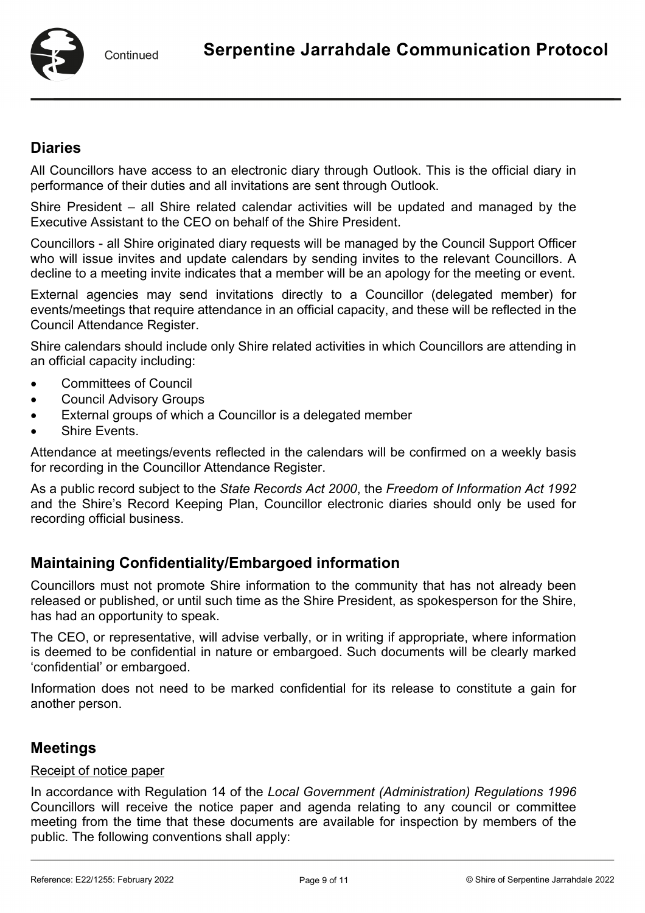## Diaries

All Councillors have access to an electronic diary through Outlook. This is the official diary in performance of their duties and all invitations are sent through Outlook.

Shire President – all Shire related calendar activities will be updated and managed by the Executive Assistant to the CEO on behalf of the Shire President.

Councillors - all Shire originated diary requests will be managed by the Council Support Officer who will issue invites and update calendars by sending invites to the relevant Councillors. A decline to a meeting invite indicates that a member will be an apology for the meeting or event.

External agencies may send invitations directly to a Councillor (delegated member) for events/meetings that require attendance in an official capacity, and these will be reflected in the Council Attendance Register.

Shire calendars should include only Shire related activities in which Councillors are attending in an official capacity including:

- Committees of Council
- Council Advisory Groups
- External groups of which a Councillor is a delegated member
- Shire Events.

Attendance at meetings/events reflected in the calendars will be confirmed on a weekly basis for recording in the Councillor Attendance Register.

As a public record subject to the *State Records Act 2000*, the *Freedom of Information Act 1992* and the Shire's Record Keeping Plan, Councillor electronic diaries should only be used for recording official business.

## Maintaining Confidentiality/Embargoed information

Councillors must not promote Shire information to the community that has not already been released or published, or until such time as the Shire President, as spokesperson for the Shire, has had an opportunity to speak.

The CEO, or representative, will advise verbally, or in writing if appropriate, where information is deemed to be confidential in nature or embargoed. Such documents will be clearly marked 'confidential' or embargoed.

Information does not need to be marked confidential for its release to constitute a gain for another person.

## Meetings

<u>Receipt of notice paper</u>

In accordance with Regulation 14 of the *Local Government (Administration) Regulations 1996* Councillors will receive the notice paper and agenda relating to any council or committee meeting from the time that these documents are available for inspection by members of the public. The following conventions shall apply: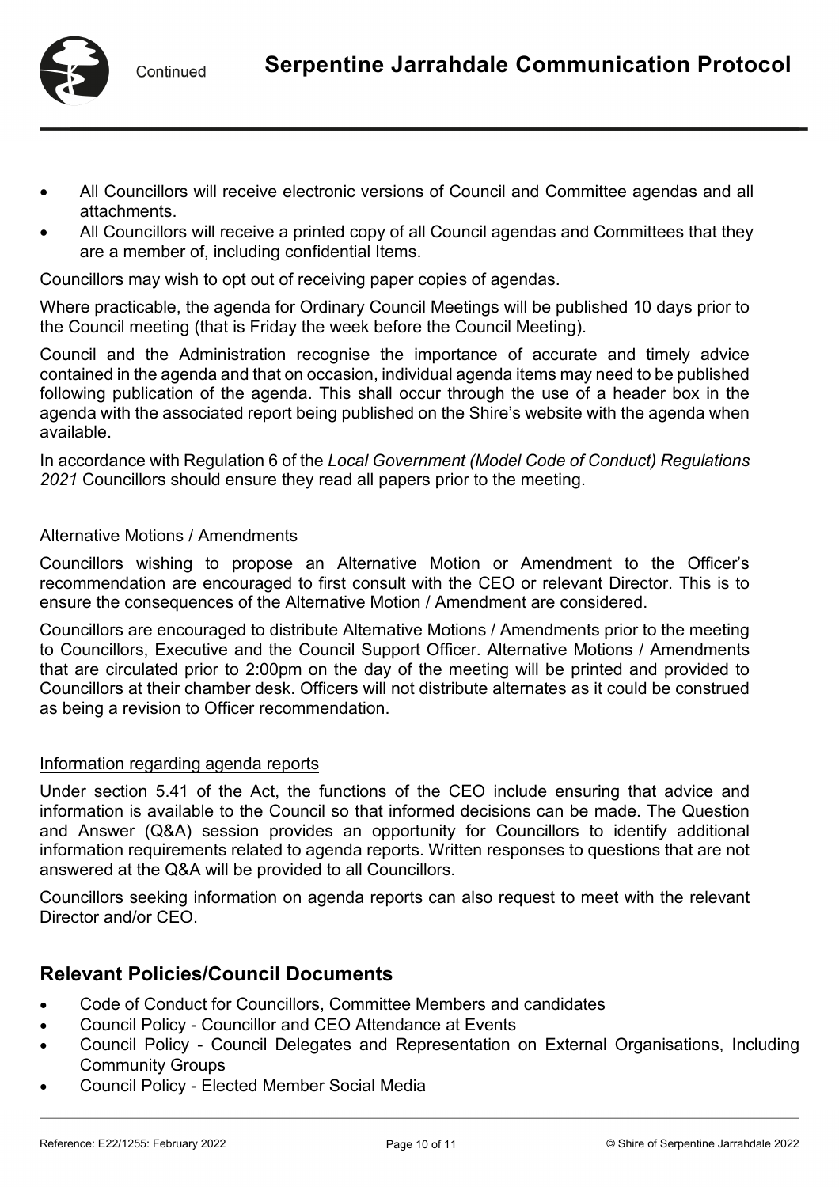- All Councillors will receive electronic versions of Council and Committee agendas and all attachments.
- All Councillors will receive a printed copy of all Council agendas and Committees that they are a member of, including confidential Items.

Councillors may wish to opt out of receiving paper copies of agendas.

Where practicable, the agenda for Ordinary Council Meetings will be published 10 days prior to the Council meeting (that is Friday the week before the Council Meeting).

Council and the Administration recognise the importance of accurate and timely advice contained in the agenda and that on occasion, individual agenda items may need to be published following publication of the agenda. This shall occur through the use of a header box in the agenda with the associated report being published on the Shire's website with the agenda when available.

In accordance with Regulation 6 of the *Local Government (Model Code of Conduct) Regulations 2021* Councillors should ensure they read all papers prior to the meeting.

### Alternative Motions / Amendments

Councillors wishing to propose an Alternative Motion or Amendment to the Officer's recommendation are encouraged to first consult with the CEO or relevant Director. This is to ensure the consequences of the Alternative Motion / Amendment are considered.

Councillors are encouraged to distribute Alternative Motions / Amendments prior to the meeting to Councillors, Executive and the Council Support Officer. Alternative Motions / Amendments that are circulated prior to 2:00pm on the day of the meeting will be printed and provided to Councillors at their chamber desk. Officers will not distribute alternates as it could be construed as being a revision to Officer recommendation.

### Information regarding agenda reports

Under section 5.41 of the Act, the functions of the CEO include ensuring that advice and information is available to the Council so that informed decisions can be made. The Question and Answer (Q&A) session provides an opportunity for Councillors to identify additional information requirements related to agenda reports. Written responses to questions that are not answered at the Q&A will be provided to all Councillors.

Councillors seeking information on agenda reports can also request to meet with the relevant Director and/or CEO.

## Relevant Policies/Council Documents

- Code of Conduct for Councillors, Committee Members and candidates
- Council Policy - Councillor and CEO Attendance at Events
- Council Policy - Council Delegates and Representation on External Organisations, Including Community Groups
- Council Policy - Elected Member Social Media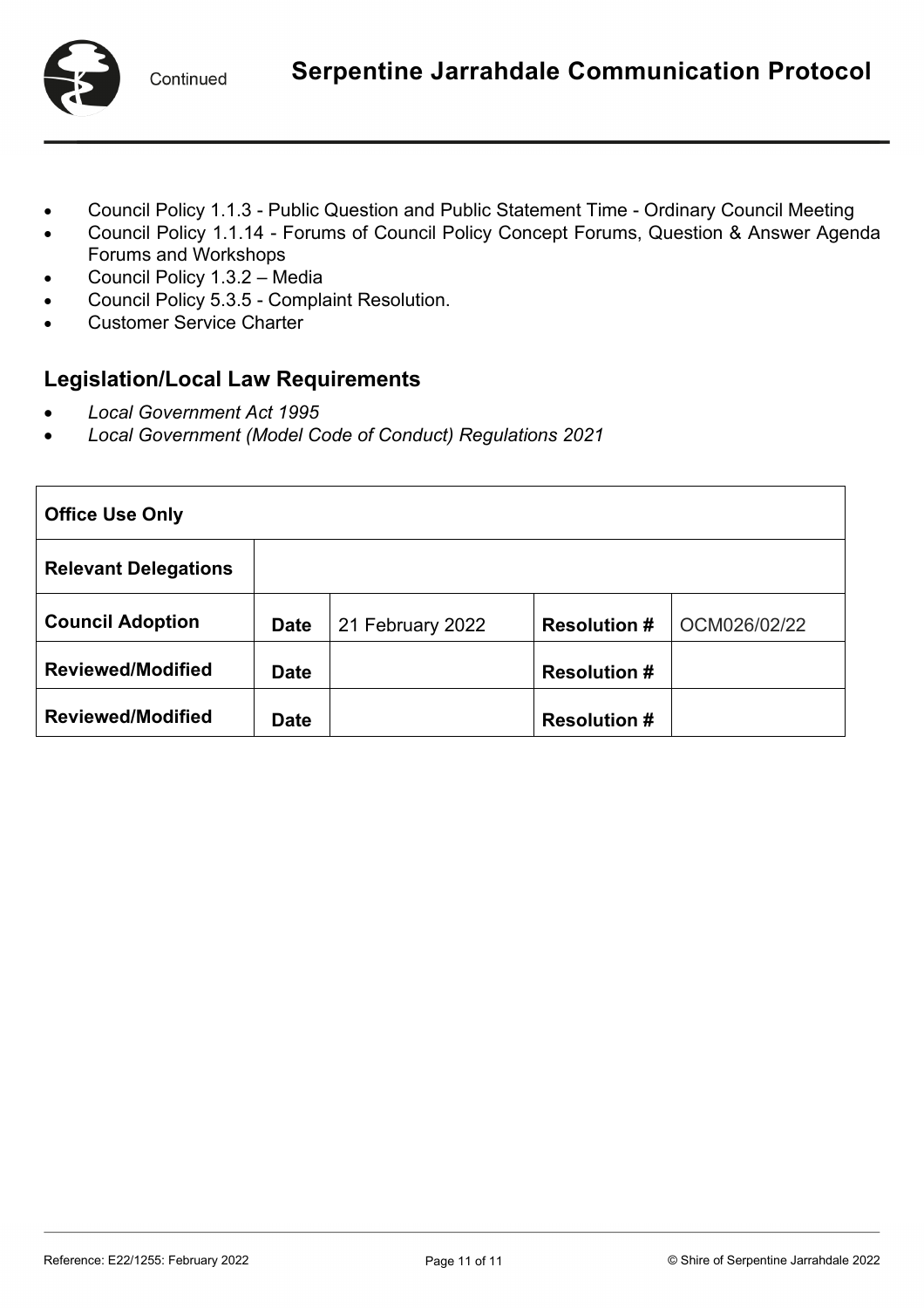- Council Policy 1.1.3 - Public Question and Public Statement Time - Ordinary Council Meeting
- Council Policy 1.1.14 - Forums of Council Policy Concept Forums, Question & Answer Agenda Forums and Workshops
- Council Policy 1.3.2 – Media
- Council Policy 5.3.5 - Complaint Resolution.
- Customer Service Charter

## Legislation/Local Law Requirements

- *Local Government Act 1995*
- *Local Government (Model Code of Conduct) Regulations 2021*

| **Office Use Only** | | | | |
|---|---|---|---|---|
| **Relevant Delegations** | | | | |
| **Council Adoption** | **Date** | 21 February 2022 | **Resolution #** | OCM026/02/22 |
| **Reviewed/Modified** | **Date** | | **Resolution #** | |
| **Reviewed/Modified** | **Date** | | **Resolution #** | |